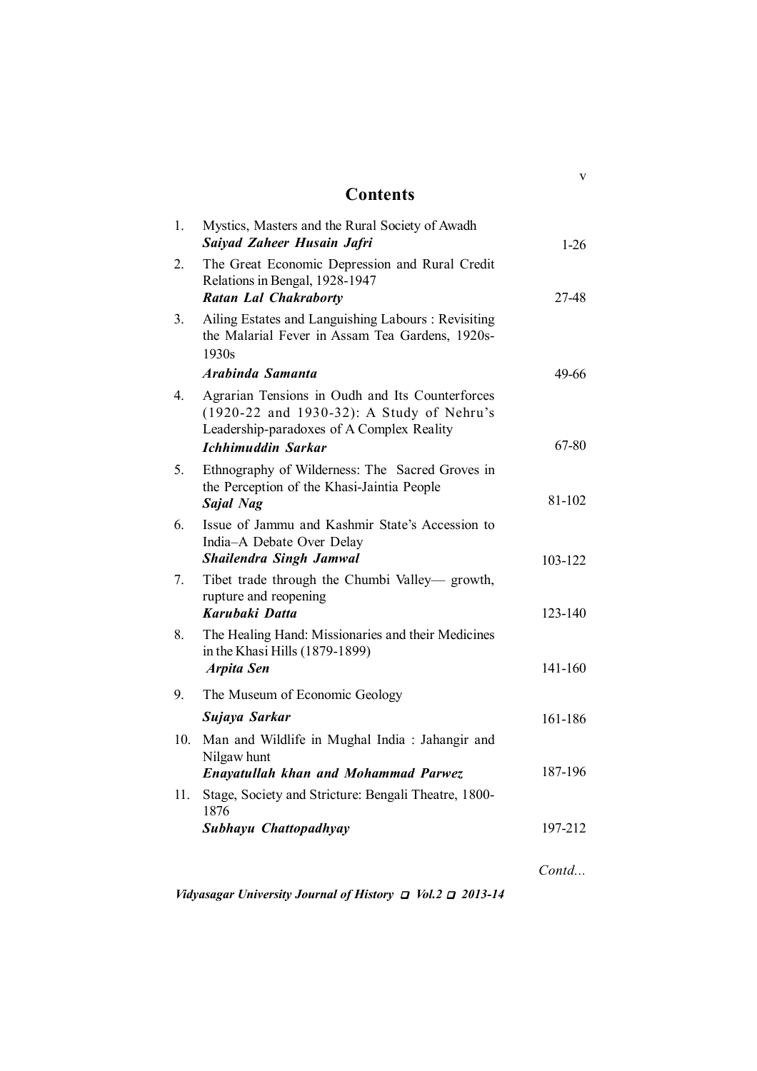# Contents

1. Mystics, Masters and the Rural Society of Awadh
   ***Saiyad Zaheer Husain Jafri*** — 1-26
2. The Great Economic Depression and Rural Credit Relations in Bengal, 1928-1947
   ***Ratan Lal Chakraborty*** — 27-48
3. Ailing Estates and Languishing Labours : Revisiting the Malarial Fever in Assam Tea Gardens, 1920s-1930s
   ***Arabinda Samanta*** — 49-66
4. Agrarian Tensions in Oudh and Its Counterforces (1920-22 and 1930-32): A Study of Nehru's Leadership-paradoxes of A Complex Reality
   ***Ichhimuddin Sarkar*** — 67-80
5. Ethnography of Wilderness: The Sacred Groves in the Perception of the Khasi-Jaintia People
   ***Sajal Nag*** — 81-102
6. Issue of Jammu and Kashmir State's Accession to India–A Debate Over Delay
   ***Shailendra Singh Jamwal*** — 103-122
7. Tibet trade through the Chumbi Valley— growth, rupture and reopening
   ***Karubaki Datta*** — 123-140
8. The Healing Hand: Missionaries and their Medicines in the Khasi Hills (1879-1899)
   ***Arpita Sen*** — 141-160
9. The Museum of Economic Geology
   ***Sujaya Sarkar*** — 161-186
10. Man and Wildlife in Mughal India : Jahangir and Nilgaw hunt
    ***Enayatullah khan and Mohammad Parwez*** — 187-196
11. Stage, Society and Stricture: Bengali Theatre, 1800-1876
    ***Subhayu Chattopadhyay*** — 197-212

*Contd...*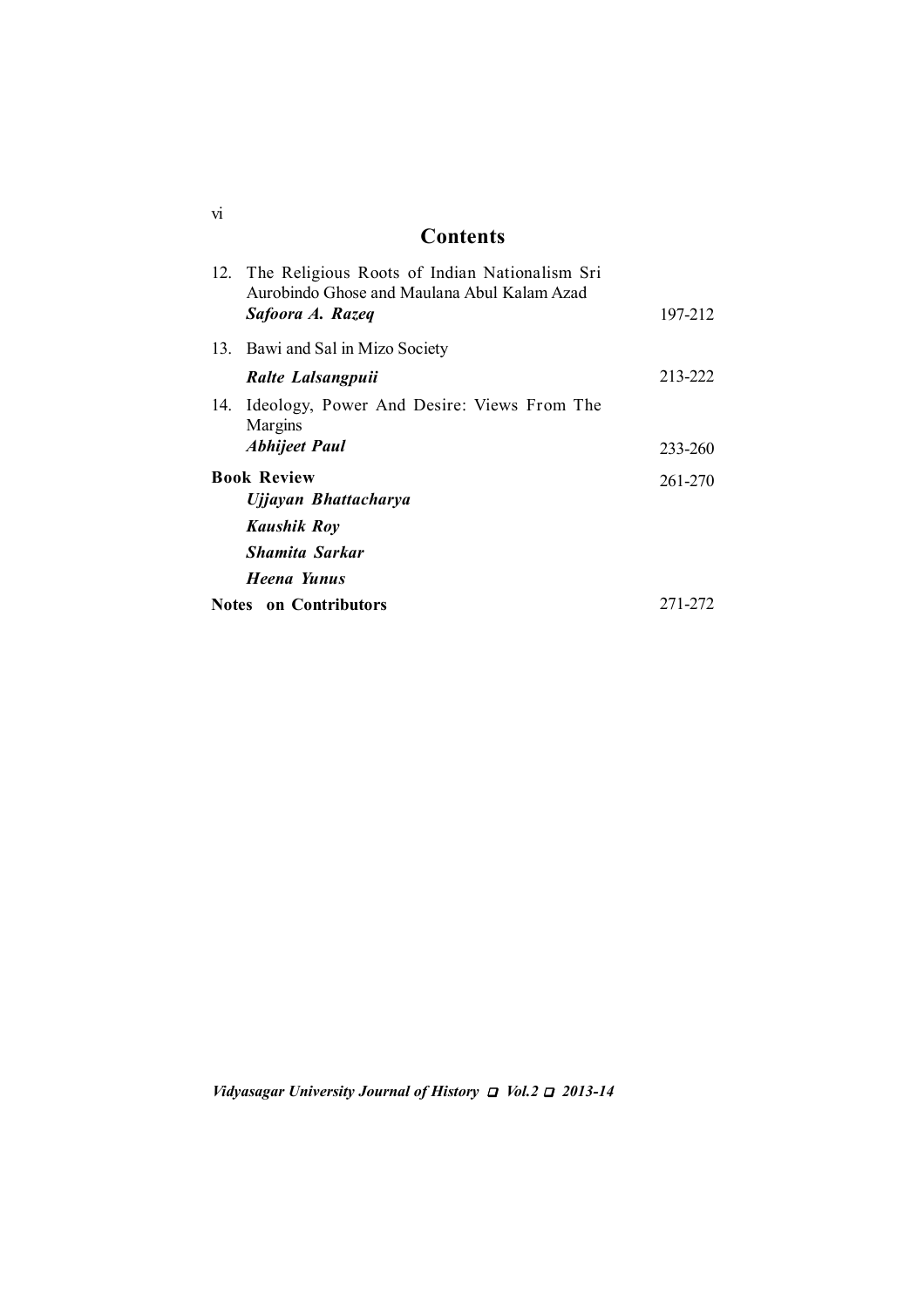# Contents

12. The Religious Roots of Indian Nationalism Sri Aurobindo Ghose and Maulana Abul Kalam Azad
    ***Safoora A. Razeq*** — 197-212

13. Bawi and Sal in Mizo Society
    ***Ralte Lalsangpuii*** — 213-222

14. Ideology, Power And Desire: Views From The Margins
    ***Abhijeet Paul*** — 233-260

**Book Review** — 261-270

***Ujjayan Bhattacharya***

***Kaushik Roy***

***Shamita Sarkar***

***Heena Yunus***

**Notes on Contributors** — 271-272